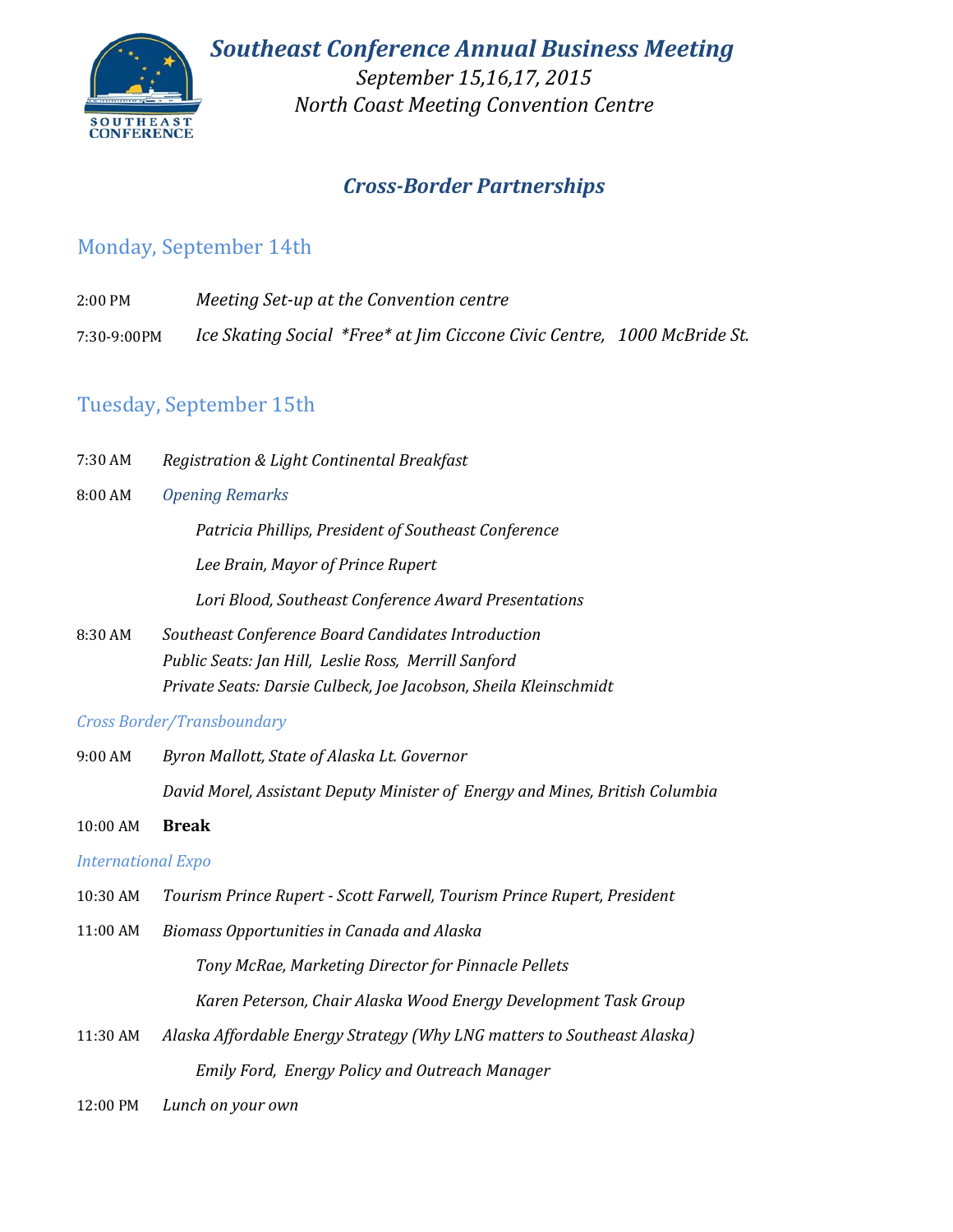# *Southeast Conference Annual Business Meeting*

*September 15,16,17, 2015*

*North Coast Meeting Convention Centre*

## *Cross-Border Partnerships*

### Monday, September 14th

2:00 PM *Meeting Set-up at the Convention centre*

7:30-9:00PM *Ice Skating Social \*Free\* at Jim Ciccone Civic Centre, 1000 McBride St.*

### Tuesday, September 15th

7:30 AM *Registration & Light Continental Breakfast*

8:00 AM *Opening Remarks*

*Patricia Phillips, President of Southeast Conference*

*Lee Brain, Mayor of Prince Rupert*

*Lori Blood, Southeast Conference Award Presentations*

8:30 AM *Southeast Conference Board Candidates Introduction*
*Public Seats: Jan Hill, Leslie Ross, Merrill Sanford*
*Private Seats: Darsie Culbeck, Joe Jacobson, Sheila Kleinschmidt*

*Cross Border/Transboundary*

9:00 AM *Byron Mallott, State of Alaska Lt. Governor*

*David Morel, Assistant Deputy Minister of Energy and Mines, British Columbia*

10:00 AM **Break**

*International Expo*

10:30 AM *Tourism Prince Rupert - Scott Farwell, Tourism Prince Rupert, President*

11:00 AM *Biomass Opportunities in Canada and Alaska*

*Tony McRae, Marketing Director for Pinnacle Pellets*

*Karen Peterson, Chair Alaska Wood Energy Development Task Group*

11:30 AM *Alaska Affordable Energy Strategy (Why LNG matters to Southeast Alaska)*

*Emily Ford, Energy Policy and Outreach Manager*

12:00 PM *Lunch on your own*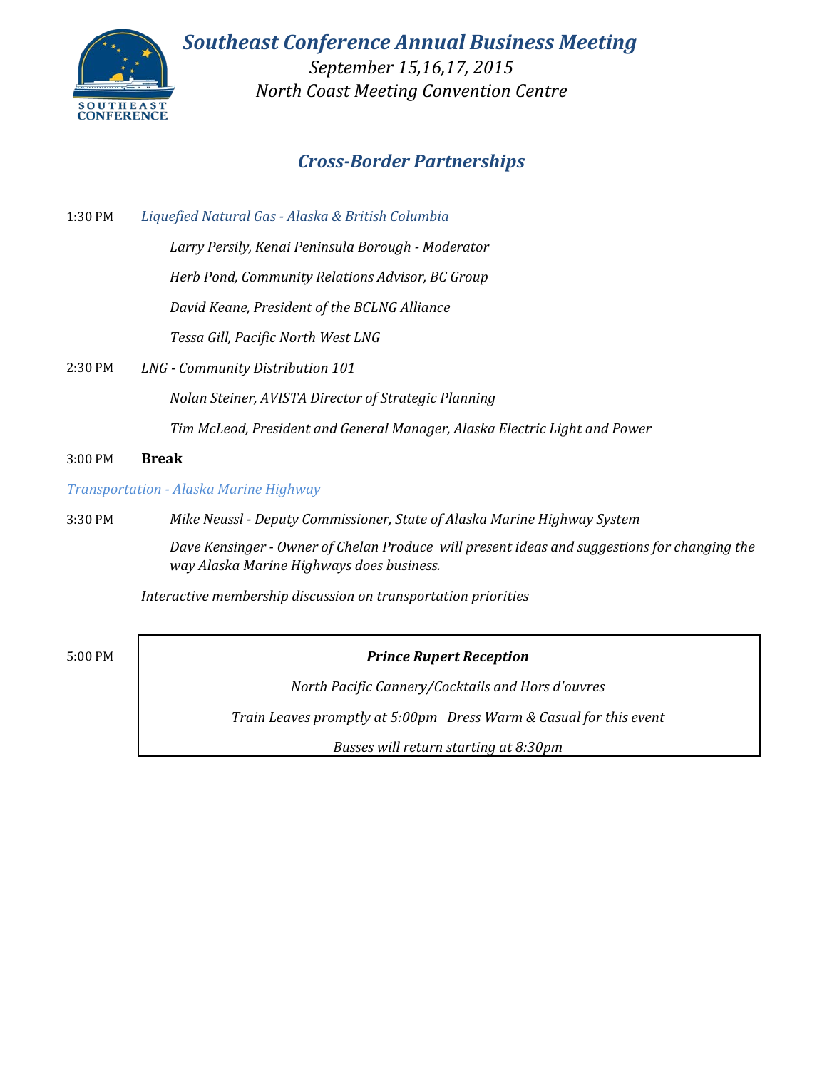# *Southeast Conference Annual Business Meeting*

*September 15,16,17, 2015*

*North Coast Meeting Convention Centre*

## *Cross-Border Partnerships*

1:30 PM *Liquefied Natural Gas - Alaska & British Columbia*

*Larry Persily, Kenai Peninsula Borough - Moderator*

*Herb Pond, Community Relations Advisor, BC Group*

*David Keane, President of the BCLNG Alliance*

*Tessa Gill, Pacific North West LNG*

2:30 PM *LNG - Community Distribution 101*

*Nolan Steiner, AVISTA Director of Strategic Planning*

*Tim McLeod, President and General Manager, Alaska Electric Light and Power*

3:00 PM **Break**

*Transportation - Alaska Marine Highway*

3:30 PM *Mike Neussl - Deputy Commissioner, State of Alaska Marine Highway System*

*Dave Kensinger - Owner of Chelan Produce will present ideas and suggestions for changing the way Alaska Marine Highways does business.*

*Interactive membership discussion on transportation priorities*

5:00 PM ***Prince Rupert Reception***

*North Pacific Cannery/Cocktails and Hors d'ouvres*

*Train Leaves promptly at 5:00pm Dress Warm & Casual for this event*

*Busses will return starting at 8:30pm*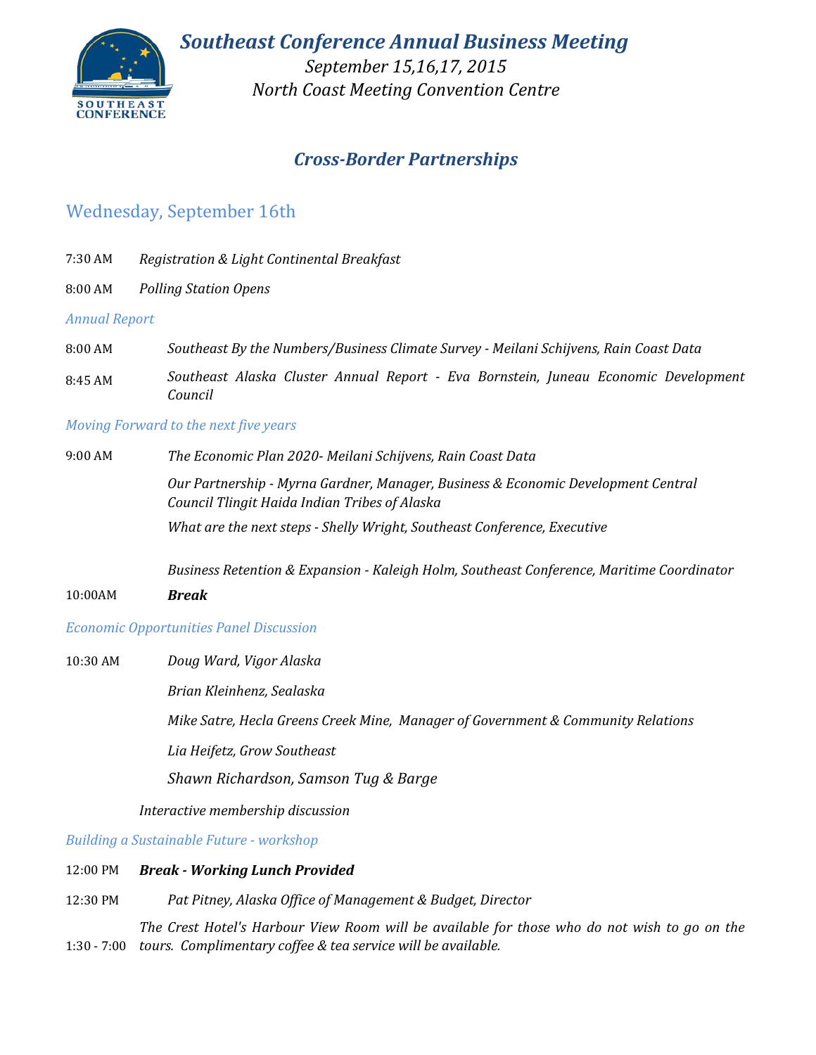# *Southeast Conference Annual Business Meeting*

*September 15,16,17, 2015*

*North Coast Meeting Convention Centre*

## *Cross-Border Partnerships*

### Wednesday, September 16th

7:30 AM *Registration & Light Continental Breakfast*

8:00 AM *Polling Station Opens*

*Annual Report*

8:00 AM *Southeast By the Numbers/Business Climate Survey - Meilani Schijvens, Rain Coast Data*

8:45 AM *Southeast Alaska Cluster Annual Report - Eva Bornstein, Juneau Economic Development Council*

*Moving Forward to the next five years*

9:00 AM *The Economic Plan 2020- Meilani Schijvens, Rain Coast Data*

*Our Partnership - Myrna Gardner, Manager, Business & Economic Development Central Council Tlingit Haida Indian Tribes of Alaska*

*What are the next steps - Shelly Wright, Southeast Conference, Executive*

*Business Retention & Expansion - Kaleigh Holm, Southeast Conference, Maritime Coordinator*

10:00AM ***Break***

*Economic Opportunities Panel Discussion*

10:30 AM *Doug Ward, Vigor Alaska*

*Brian Kleinhenz, Sealaska*

*Mike Satre, Hecla Greens Creek Mine, Manager of Government & Community Relations*

*Lia Heifetz, Grow Southeast*

*Shawn Richardson, Samson Tug & Barge*

*Interactive membership discussion*

*Building a Sustainable Future - workshop*

12:00 PM ***Break - Working Lunch Provided***

12:30 PM *Pat Pitney, Alaska Office of Management & Budget, Director*

1:30 - 7:00 *The Crest Hotel's Harbour View Room will be available for those who do not wish to go on the tours. Complimentary coffee & tea service will be available.*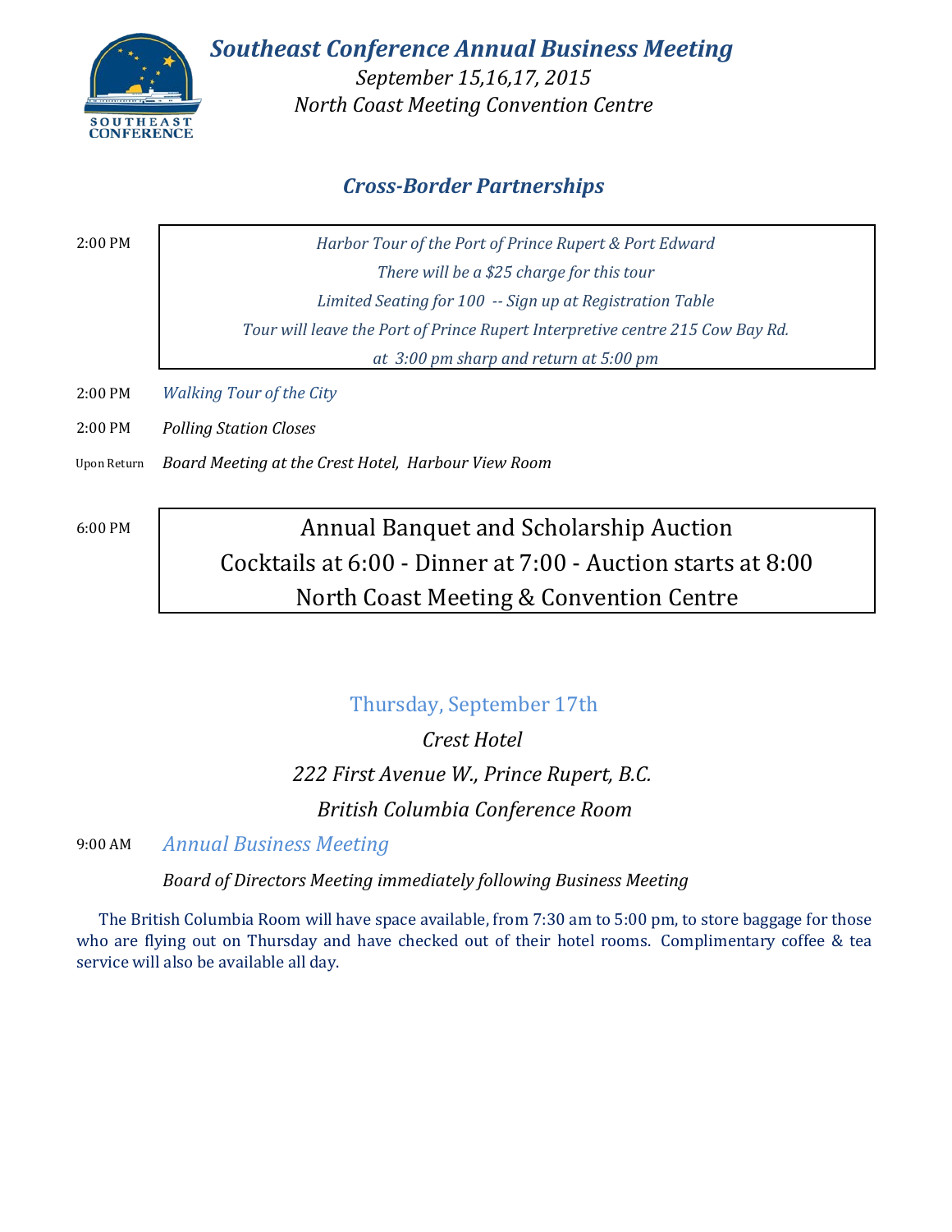# *Southeast Conference Annual Business Meeting*

*September 15,16,17, 2015*

*North Coast Meeting Convention Centre*

## *Cross-Border Partnerships*

2:00 PM

*Harbor Tour of the Port of Prince Rupert & Port Edward*

*There will be a $25 charge for this tour*

*Limited Seating for 100 -- Sign up at Registration Table*

*Tour will leave the Port of Prince Rupert Interpretive centre 215 Cow Bay Rd.*

*at 3:00 pm sharp and return at 5:00 pm*

2:00 PM *Walking Tour of the City*

2:00 PM *Polling Station Closes*

Upon Return *Board Meeting at the Crest Hotel, Harbour View Room*

6:00 PM

Annual Banquet and Scholarship Auction

Cocktails at 6:00 - Dinner at 7:00 - Auction starts at 8:00

North Coast Meeting & Convention Centre

## Thursday, September 17th

*Crest Hotel*

*222 First Avenue W., Prince Rupert, B.C.*

*British Columbia Conference Room*

9:00 AM *Annual Business Meeting*

*Board of Directors Meeting immediately following Business Meeting*

The British Columbia Room will have space available, from 7:30 am to 5:00 pm, to store baggage for those who are flying out on Thursday and have checked out of their hotel rooms. Complimentary coffee & tea service will also be available all day.